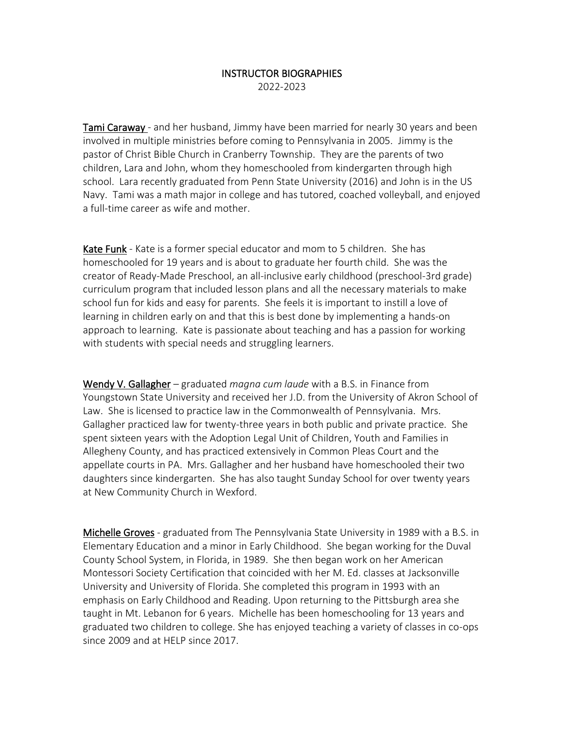# INSTRUCTOR BIOGRAPHIES

2022-2023

Tami Caraway - and her husband, Jimmy have been married for nearly 30 years and been involved in multiple ministries before coming to Pennsylvania in 2005. Jimmy is the pastor of Christ Bible Church in Cranberry Township. They are the parents of two children, Lara and John, whom they homeschooled from kindergarten through high school. Lara recently graduated from Penn State University (2016) and John is in the US Navy. Tami was a math major in college and has tutored, coached volleyball, and enjoyed a full-time career as wife and mother.

Kate Funk - Kate is a former special educator and mom to 5 children. She has homeschooled for 19 years and is about to graduate her fourth child. She was the creator of Ready-Made Preschool, an all-inclusive early childhood (preschool-3rd grade) curriculum program that included lesson plans and all the necessary materials to make school fun for kids and easy for parents. She feels it is important to instill a love of learning in children early on and that this is best done by implementing a hands-on approach to learning. Kate is passionate about teaching and has a passion for working with students with special needs and struggling learners.

Wendy V. Gallagher – graduated *magna cum laude* with a B.S. in Finance from Youngstown State University and received her J.D. from the University of Akron School of Law. She is licensed to practice law in the Commonwealth of Pennsylvania. Mrs. Gallagher practiced law for twenty-three years in both public and private practice. She spent sixteen years with the Adoption Legal Unit of Children, Youth and Families in Allegheny County, and has practiced extensively in Common Pleas Court and the appellate courts in PA. Mrs. Gallagher and her husband have homeschooled their two daughters since kindergarten. She has also taught Sunday School for over twenty years at New Community Church in Wexford.

Michelle Groves - graduated from The Pennsylvania State University in 1989 with a B.S. in Elementary Education and a minor in Early Childhood. She began working for the Duval County School System, in Florida, in 1989. She then began work on her American Montessori Society Certification that coincided with her M. Ed. classes at Jacksonville University and University of Florida. She completed this program in 1993 with an emphasis on Early Childhood and Reading. Upon returning to the Pittsburgh area she taught in Mt. Lebanon for 6 years. Michelle has been homeschooling for 13 years and graduated two children to college. She has enjoyed teaching a variety of classes in co-ops since 2009 and at HELP since 2017.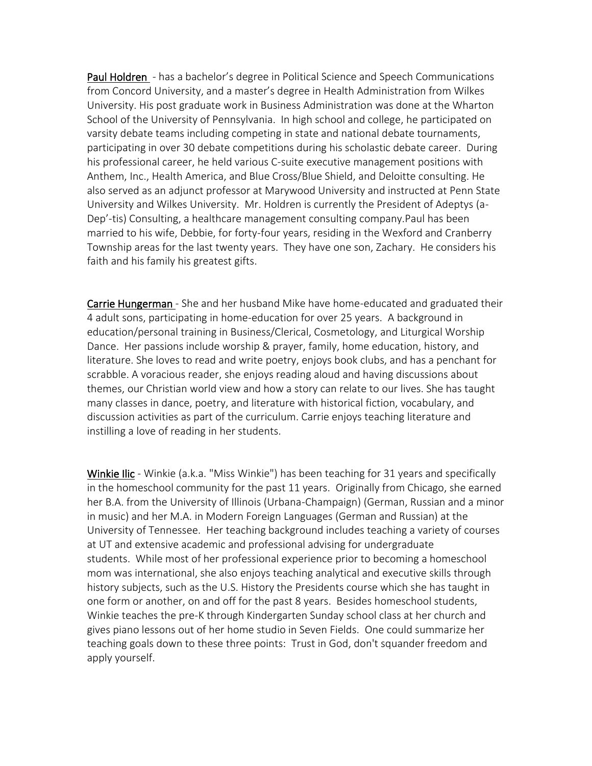Paul Holdren - has a bachelor's degree in Political Science and Speech Communications from Concord University, and a master's degree in Health Administration from Wilkes University. His post graduate work in Business Administration was done at the Wharton School of the University of Pennsylvania. In high school and college, he participated on varsity debate teams including competing in state and national debate tournaments, participating in over 30 debate competitions during his scholastic debate career. During his professional career, he held various C-suite executive management positions with Anthem, Inc., Health America, and Blue Cross/Blue Shield, and Deloitte consulting. He also served as an adjunct professor at Marywood University and instructed at Penn State University and Wilkes University. Mr. Holdren is currently the President of Adeptys (a-Dep'-tis) Consulting, a healthcare management consulting company.Paul has been married to his wife, Debbie, for forty-four years, residing in the Wexford and Cranberry Township areas for the last twenty years. They have one son, Zachary. He considers his faith and his family his greatest gifts.

Carrie Hungerman - She and her husband Mike have home-educated and graduated their 4 adult sons, participating in home-education for over 25 years. A background in education/personal training in Business/Clerical, Cosmetology, and Liturgical Worship Dance. Her passions include worship & prayer, family, home education, history, and literature. She loves to read and write poetry, enjoys book clubs, and has a penchant for scrabble. A voracious reader, she enjoys reading aloud and having discussions about themes, our Christian world view and how a story can relate to our lives. She has taught many classes in dance, poetry, and literature with historical fiction, vocabulary, and discussion activities as part of the curriculum. Carrie enjoys teaching literature and instilling a love of reading in her students.

Winkie Ilic - Winkie (a.k.a. "Miss Winkie") has been teaching for 31 years and specifically in the homeschool community for the past 11 years. Originally from Chicago, she earned her B.A. from the University of Illinois (Urbana-Champaign) (German, Russian and a minor in music) and her M.A. in Modern Foreign Languages (German and Russian) at the University of Tennessee. Her teaching background includes teaching a variety of courses at UT and extensive academic and professional advising for undergraduate students. While most of her professional experience prior to becoming a homeschool mom was international, she also enjoys teaching analytical and executive skills through history subjects, such as the U.S. History the Presidents course which she has taught in one form or another, on and off for the past 8 years. Besides homeschool students, Winkie teaches the pre-K through Kindergarten Sunday school class at her church and gives piano lessons out of her home studio in Seven Fields. One could summarize her teaching goals down to these three points: Trust in God, don't squander freedom and apply yourself.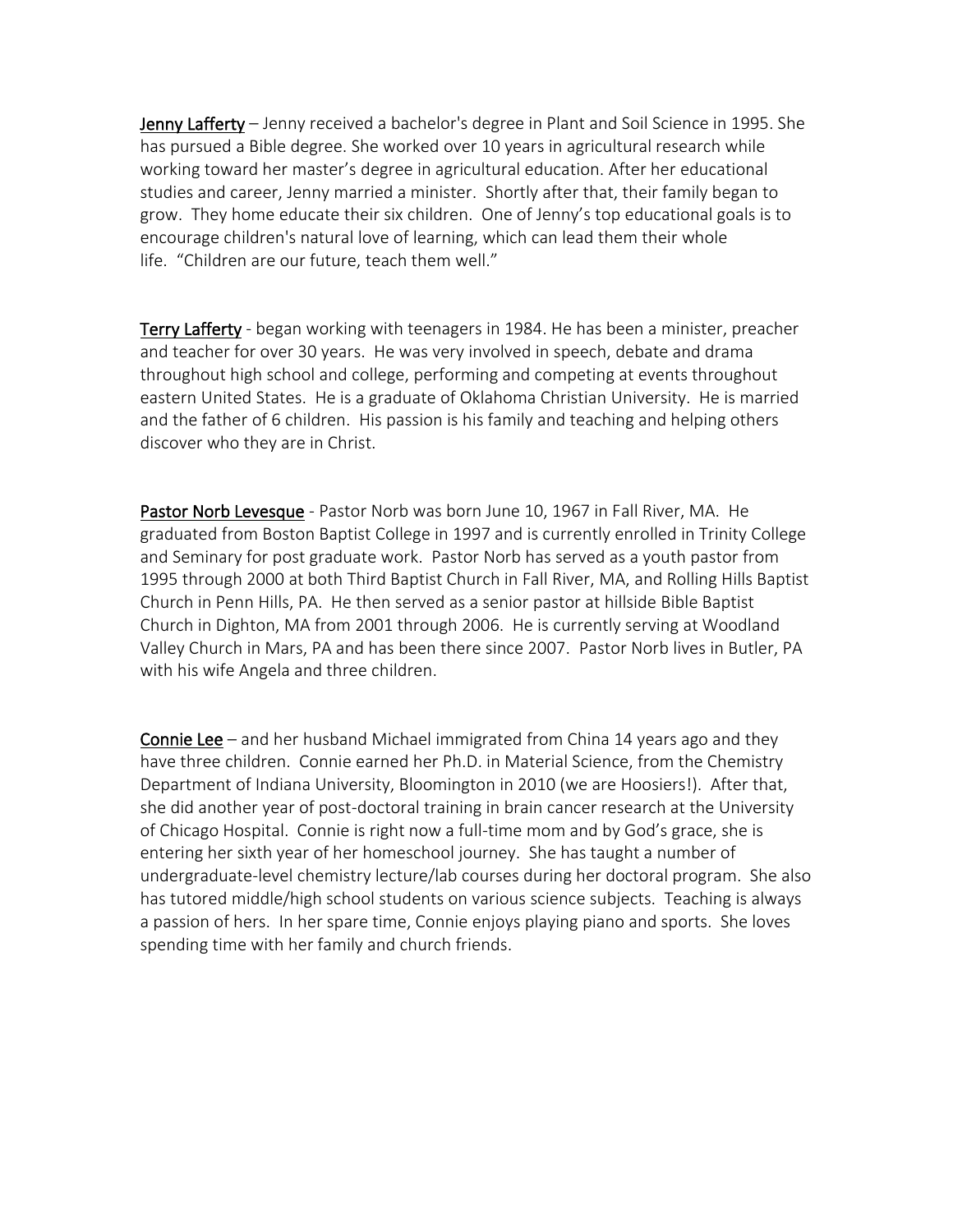<u>Jenny Lafferty</u> – Jenny received a bachelor's degree in Plant and Soil Science in 1995. She has pursued a Bible degree. She worked over 10 years in agricultural research while working toward her master's degree in agricultural education. After her educational studies and career, Jenny married a minister. Shortly after that, their family began to grow. They home educate their six children. One of Jenny's top educational goals is to encourage children's natural love of learning, which can lead them their whole life. "Children are our future, teach them well."

<u>Terry Lafferty</u> - began working with teenagers in 1984. He has been a minister, preacher and teacher for over 30 years. He was very involved in speech, debate and drama throughout high school and college, performing and competing at events throughout eastern United States. He is a graduate of Oklahoma Christian University. He is married and the father of 6 children. His passion is his family and teaching and helping others discover who they are in Christ.

<u>Pastor Norb Levesque</u> - Pastor Norb was born June 10, 1967 in Fall River, MA. He graduated from Boston Baptist College in 1997 and is currently enrolled in Trinity College and Seminary for post graduate work. Pastor Norb has served as a youth pastor from 1995 through 2000 at both Third Baptist Church in Fall River, MA, and Rolling Hills Baptist Church in Penn Hills, PA. He then served as a senior pastor at hillside Bible Baptist Church in Dighton, MA from 2001 through 2006. He is currently serving at Woodland Valley Church in Mars, PA and has been there since 2007. Pastor Norb lives in Butler, PA with his wife Angela and three children.

<u>Connie Lee</u> – and her husband Michael immigrated from China 14 years ago and they have three children. Connie earned her Ph.D. in Material Science, from the Chemistry Department of Indiana University, Bloomington in 2010 (we are Hoosiers!). After that, she did another year of post-doctoral training in brain cancer research at the University of Chicago Hospital. Connie is right now a full-time mom and by God's grace, she is entering her sixth year of her homeschool journey. She has taught a number of undergraduate-level chemistry lecture/lab courses during her doctoral program. She also has tutored middle/high school students on various science subjects. Teaching is always a passion of hers. In her spare time, Connie enjoys playing piano and sports. She loves spending time with her family and church friends.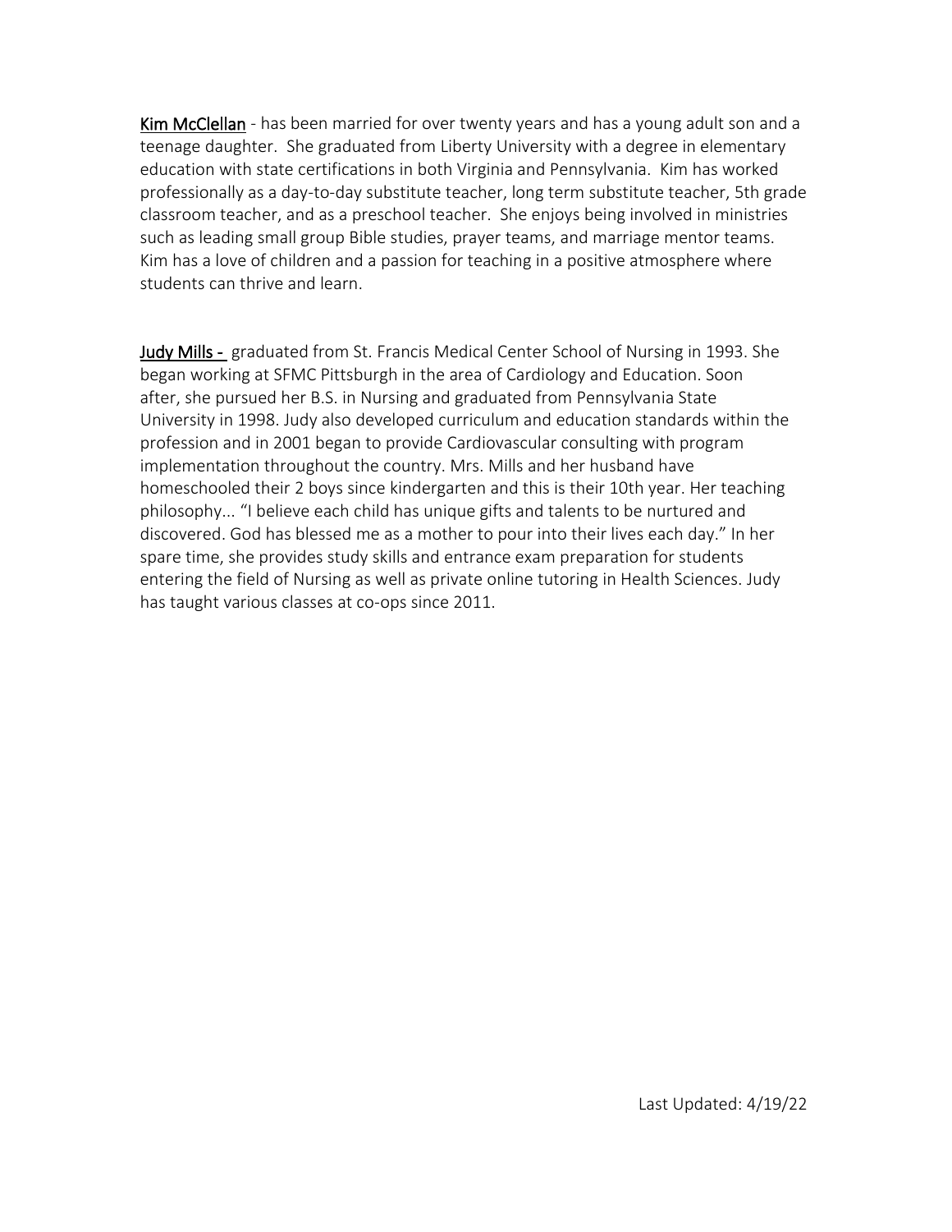Kim McClellan - has been married for over twenty years and has a young adult son and a teenage daughter. She graduated from Liberty University with a degree in elementary education with state certifications in both Virginia and Pennsylvania. Kim has worked professionally as a day-to-day substitute teacher, long term substitute teacher, 5th grade classroom teacher, and as a preschool teacher. She enjoys being involved in ministries such as leading small group Bible studies, prayer teams, and marriage mentor teams. Kim has a love of children and a passion for teaching in a positive atmosphere where students can thrive and learn.

Judy Mills - graduated from St. Francis Medical Center School of Nursing in 1993. She began working at SFMC Pittsburgh in the area of Cardiology and Education. Soon after, she pursued her B.S. in Nursing and graduated from Pennsylvania State University in 1998. Judy also developed curriculum and education standards within the profession and in 2001 began to provide Cardiovascular consulting with program implementation throughout the country. Mrs. Mills and her husband have homeschooled their 2 boys since kindergarten and this is their 10th year. Her teaching philosophy... "I believe each child has unique gifts and talents to be nurtured and discovered. God has blessed me as a mother to pour into their lives each day." In her spare time, she provides study skills and entrance exam preparation for students entering the field of Nursing as well as private online tutoring in Health Sciences. Judy has taught various classes at co-ops since 2011.

Last Updated: 4/19/22